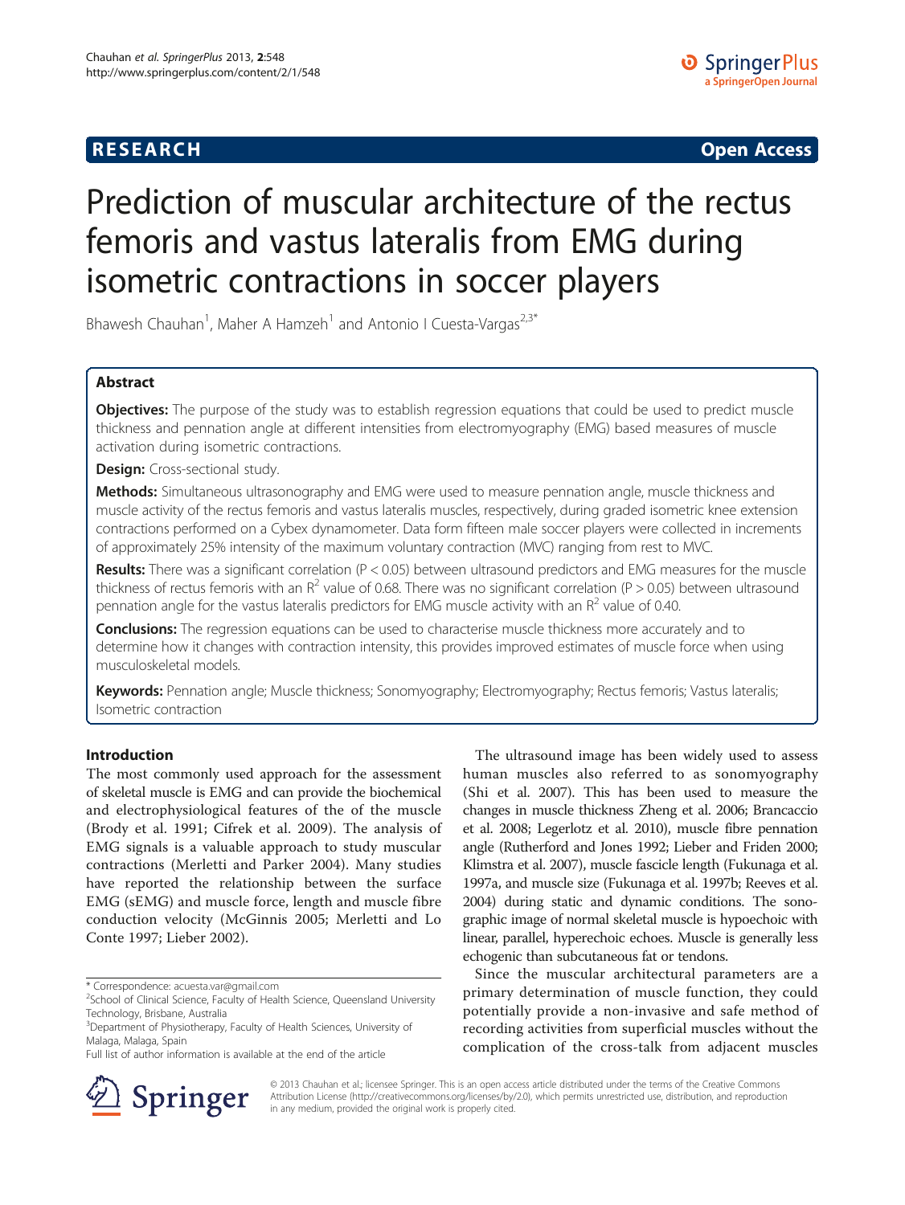**RESEARCH** **Open Access**

# Prediction of muscular architecture of the rectus femoris and vastus lateralis from EMG during isometric contractions in soccer players

Bhawesh Chauhan[1], Maher A Hamzeh[1] and Antonio I Cuesta-Vargas[2,3*]

## Abstract

**Objectives:** The purpose of the study was to establish regression equations that could be used to predict muscle thickness and pennation angle at different intensities from electromyography (EMG) based measures of muscle activation during isometric contractions.

**Design:** Cross-sectional study.

**Methods:** Simultaneous ultrasonography and EMG were used to measure pennation angle, muscle thickness and muscle activity of the rectus femoris and vastus lateralis muscles, respectively, during graded isometric knee extension contractions performed on a Cybex dynamometer. Data form fifteen male soccer players were collected in increments of approximately 25% intensity of the maximum voluntary contraction (MVC) ranging from rest to MVC.

**Results:** There was a significant correlation ($P < 0.05$) between ultrasound predictors and EMG measures for the muscle thickness of rectus femoris with an $R^2$ value of 0.68. There was no significant correlation ($P > 0.05$) between ultrasound pennation angle for the vastus lateralis predictors for EMG muscle activity with an $R^2$ value of 0.40.

**Conclusions:** The regression equations can be used to characterise muscle thickness more accurately and to determine how it changes with contraction intensity, this provides improved estimates of muscle force when using musculoskeletal models.

**Keywords:** Pennation angle; Muscle thickness; Sonomyography; Electromyography; Rectus femoris; Vastus lateralis; Isometric contraction

## Introduction

The most commonly used approach for the assessment of skeletal muscle is EMG and can provide the biochemical and electrophysiological features of the of the muscle (Brody et al. 1991; Cifrek et al. 2009). The analysis of EMG signals is a valuable approach to study muscular contractions (Merletti and Parker 2004). Many studies have reported the relationship between the surface EMG (sEMG) and muscle force, length and muscle fibre conduction velocity (McGinnis 2005; Merletti and Lo Conte 1997; Lieber 2002).

The ultrasound image has been widely used to assess human muscles also referred to as sonomyography (Shi et al. 2007). This has been used to measure the changes in muscle thickness Zheng et al. 2006; Brancaccio et al. 2008; Legerlotz et al. 2010), muscle fibre pennation angle (Rutherford and Jones 1992; Lieber and Friden 2000; Klimstra et al. 2007), muscle fascicle length (Fukunaga et al. 1997a, and muscle size (Fukunaga et al. 1997b; Reeves et al. 2004) during static and dynamic conditions. The sonographic image of normal skeletal muscle is hypoechoic with linear, parallel, hyperechoic echoes. Muscle is generally less echogenic than subcutaneous fat or tendons.

Since the muscular architectural parameters are a primary determination of muscle function, they could potentially provide a non-invasive and safe method of recording activities from superficial muscles without the complication of the cross-talk from adjacent muscles

\* Correspondence: acuesta.var@gmail.com
[2]School of Clinical Science, Faculty of Health Science, Queensland University Technology, Brisbane, Australia
[3]Department of Physiotherapy, Faculty of Health Sciences, University of Malaga, Malaga, Spain
Full list of author information is available at the end of the article

© 2013 Chauhan et al.; licensee Springer. This is an open access article distributed under the terms of the Creative Commons Attribution License (http://creativecommons.org/licenses/by/2.0), which permits unrestricted use, distribution, and reproduction in any medium, provided the original work is properly cited.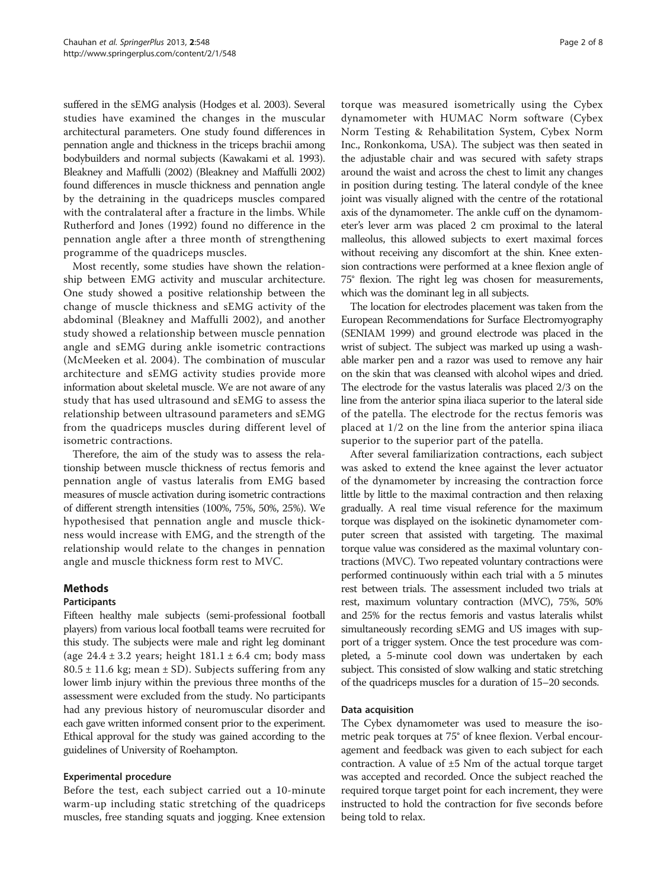suffered in the sEMG analysis (Hodges et al. 2003). Several studies have examined the changes in the muscular architectural parameters. One study found differences in pennation angle and thickness in the triceps brachii among bodybuilders and normal subjects (Kawakami et al. 1993). Bleakney and Maffulli (2002) (Bleakney and Maffulli 2002) found differences in muscle thickness and pennation angle by the detraining in the quadriceps muscles compared with the contralateral after a fracture in the limbs. While Rutherford and Jones (1992) found no difference in the pennation angle after a three month of strengthening programme of the quadriceps muscles.

Most recently, some studies have shown the relationship between EMG activity and muscular architecture. One study showed a positive relationship between the change of muscle thickness and sEMG activity of the abdominal (Bleakney and Maffulli 2002), and another study showed a relationship between muscle pennation angle and sEMG during ankle isometric contractions (McMeeken et al. 2004). The combination of muscular architecture and sEMG activity studies provide more information about skeletal muscle. We are not aware of any study that has used ultrasound and sEMG to assess the relationship between ultrasound parameters and sEMG from the quadriceps muscles during different level of isometric contractions.

Therefore, the aim of the study was to assess the relationship between muscle thickness of rectus femoris and pennation angle of vastus lateralis from EMG based measures of muscle activation during isometric contractions of different strength intensities (100%, 75%, 50%, 25%). We hypothesised that pennation angle and muscle thickness would increase with EMG, and the strength of the relationship would relate to the changes in pennation angle and muscle thickness form rest to MVC.

## Methods

### Participants

Fifteen healthy male subjects (semi-professional football players) from various local football teams were recruited for this study. The subjects were male and right leg dominant (age 24.4 ± 3.2 years; height 181.1 ± 6.4 cm; body mass 80.5 ± 11.6 kg; mean ± SD). Subjects suffering from any lower limb injury within the previous three months of the assessment were excluded from the study. No participants had any previous history of neuromuscular disorder and each gave written informed consent prior to the experiment. Ethical approval for the study was gained according to the guidelines of University of Roehampton.

### Experimental procedure

Before the test, each subject carried out a 10-minute warm-up including static stretching of the quadriceps muscles, free standing squats and jogging. Knee extension torque was measured isometrically using the Cybex dynamometer with HUMAC Norm software (Cybex Norm Testing & Rehabilitation System, Cybex Norm Inc., Ronkonkoma, USA). The subject was then seated in the adjustable chair and was secured with safety straps around the waist and across the chest to limit any changes in position during testing. The lateral condyle of the knee joint was visually aligned with the centre of the rotational axis of the dynamometer. The ankle cuff on the dynamometer's lever arm was placed 2 cm proximal to the lateral malleolus, this allowed subjects to exert maximal forces without receiving any discomfort at the shin. Knee extension contractions were performed at a knee flexion angle of 75° flexion. The right leg was chosen for measurements, which was the dominant leg in all subjects.

The location for electrodes placement was taken from the European Recommendations for Surface Electromyography (SENIAM 1999) and ground electrode was placed in the wrist of subject. The subject was marked up using a washable marker pen and a razor was used to remove any hair on the skin that was cleansed with alcohol wipes and dried. The electrode for the vastus lateralis was placed 2/3 on the line from the anterior spina iliaca superior to the lateral side of the patella. The electrode for the rectus femoris was placed at 1/2 on the line from the anterior spina iliaca superior to the superior part of the patella.

After several familiarization contractions, each subject was asked to extend the knee against the lever actuator of the dynamometer by increasing the contraction force little by little to the maximal contraction and then relaxing gradually. A real time visual reference for the maximum torque was displayed on the isokinetic dynamometer computer screen that assisted with targeting. The maximal torque value was considered as the maximal voluntary contractions (MVC). Two repeated voluntary contractions were performed continuously within each trial with a 5 minutes rest between trials. The assessment included two trials at rest, maximum voluntary contraction (MVC), 75%, 50% and 25% for the rectus femoris and vastus lateralis whilst simultaneously recording sEMG and US images with support of a trigger system. Once the test procedure was completed, a 5-minute cool down was undertaken by each subject. This consisted of slow walking and static stretching of the quadriceps muscles for a duration of 15–20 seconds.

### Data acquisition

The Cybex dynamometer was used to measure the isometric peak torques at 75° of knee flexion. Verbal encouragement and feedback was given to each subject for each contraction. A value of ±5 Nm of the actual torque target was accepted and recorded. Once the subject reached the required torque target point for each increment, they were instructed to hold the contraction for five seconds before being told to relax.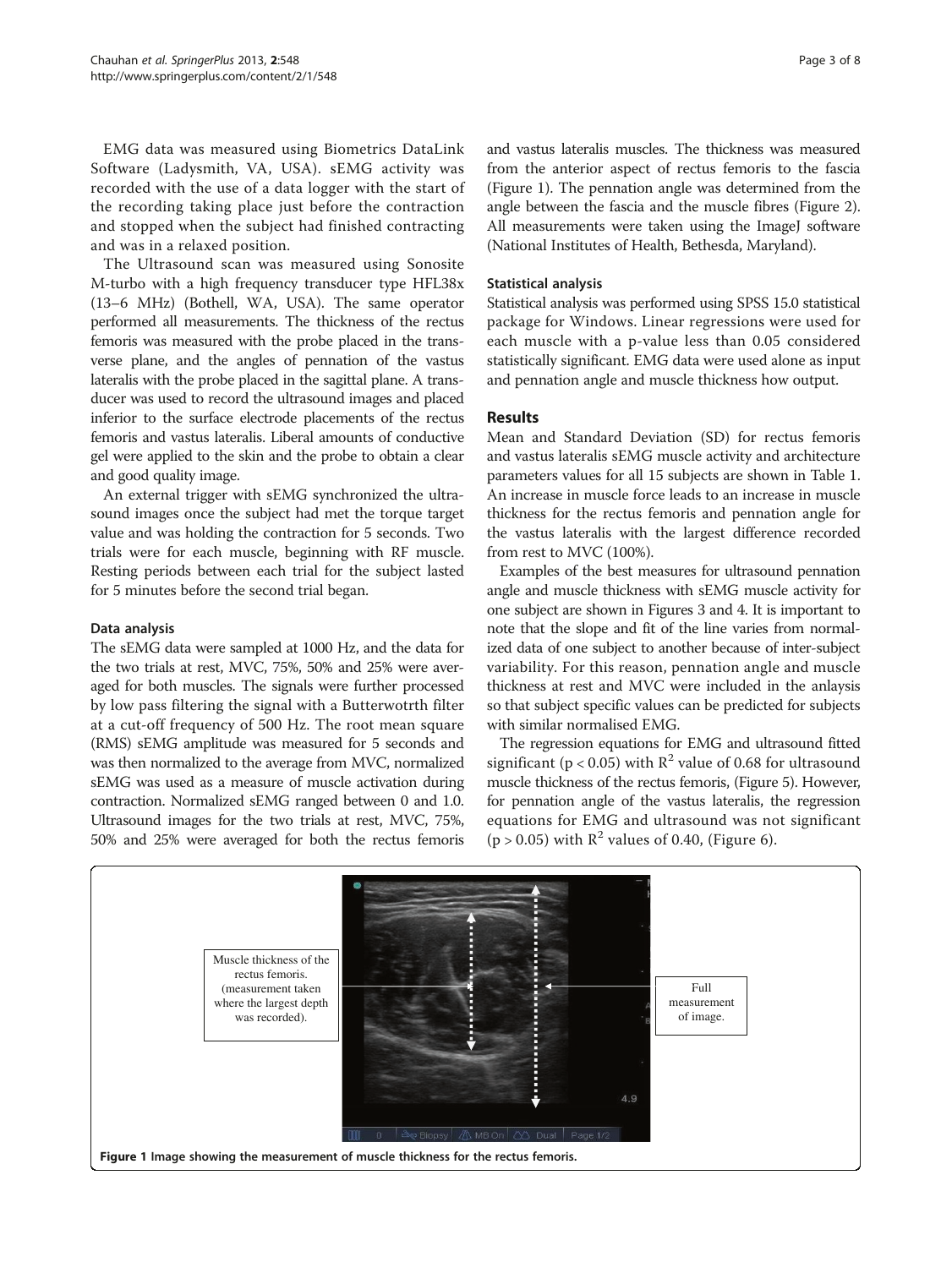EMG data was measured using Biometrics DataLink Software (Ladysmith, VA, USA). sEMG activity was recorded with the use of a data logger with the start of the recording taking place just before the contraction and stopped when the subject had finished contracting and was in a relaxed position.

The Ultrasound scan was measured using Sonosite M-turbo with a high frequency transducer type HFL38x (13–6 MHz) (Bothell, WA, USA). The same operator performed all measurements. The thickness of the rectus femoris was measured with the probe placed in the transverse plane, and the angles of pennation of the vastus lateralis with the probe placed in the sagittal plane. A transducer was used to record the ultrasound images and placed inferior to the surface electrode placements of the rectus femoris and vastus lateralis. Liberal amounts of conductive gel were applied to the skin and the probe to obtain a clear and good quality image.

An external trigger with sEMG synchronized the ultrasound images once the subject had met the torque target value and was holding the contraction for 5 seconds. Two trials were for each muscle, beginning with RF muscle. Resting periods between each trial for the subject lasted for 5 minutes before the second trial began.

### Data analysis

The sEMG data were sampled at 1000 Hz, and the data for the two trials at rest, MVC, 75%, 50% and 25% were averaged for both muscles. The signals were further processed by low pass filtering the signal with a Butterwotrth filter at a cut-off frequency of 500 Hz. The root mean square (RMS) sEMG amplitude was measured for 5 seconds and was then normalized to the average from MVC, normalized sEMG was used as a measure of muscle activation during contraction. Normalized sEMG ranged between 0 and 1.0. Ultrasound images for the two trials at rest, MVC, 75%, 50% and 25% were averaged for both the rectus femoris and vastus lateralis muscles. The thickness was measured from the anterior aspect of rectus femoris to the fascia (Figure 1). The pennation angle was determined from the angle between the fascia and the muscle fibres (Figure 2). All measurements were taken using the ImageJ software (National Institutes of Health, Bethesda, Maryland).

### Statistical analysis

Statistical analysis was performed using SPSS 15.0 statistical package for Windows. Linear regressions were used for each muscle with a p-value less than 0.05 considered statistically significant. EMG data were used alone as input and pennation angle and muscle thickness how output.

## Results

Mean and Standard Deviation (SD) for rectus femoris and vastus lateralis sEMG muscle activity and architecture parameters values for all 15 subjects are shown in Table 1. An increase in muscle force leads to an increase in muscle thickness for the rectus femoris and pennation angle for the vastus lateralis with the largest difference recorded from rest to MVC (100%).

Examples of the best measures for ultrasound pennation angle and muscle thickness with sEMG muscle activity for one subject are shown in Figures 3 and 4. It is important to note that the slope and fit of the line varies from normalized data of one subject to another because of inter-subject variability. For this reason, pennation angle and muscle thickness at rest and MVC were included in the anlaysis so that subject specific values can be predicted for subjects with similar normalised EMG.

The regression equations for EMG and ultrasound fitted significant ($p < 0.05$) with $R^2$ value of 0.68 for ultrasound muscle thickness of the rectus femoris, (Figure 5). However, for pennation angle of the vastus lateralis, the regression equations for EMG and ultrasound was not significant ($p > 0.05$) with $R^2$ values of 0.40, (Figure 6).

Muscle thickness of the rectus femoris. (measurement taken where the largest depth was recorded).

Full measurement of image.

**Figure 1** Image showing the measurement of muscle thickness for the rectus femoris.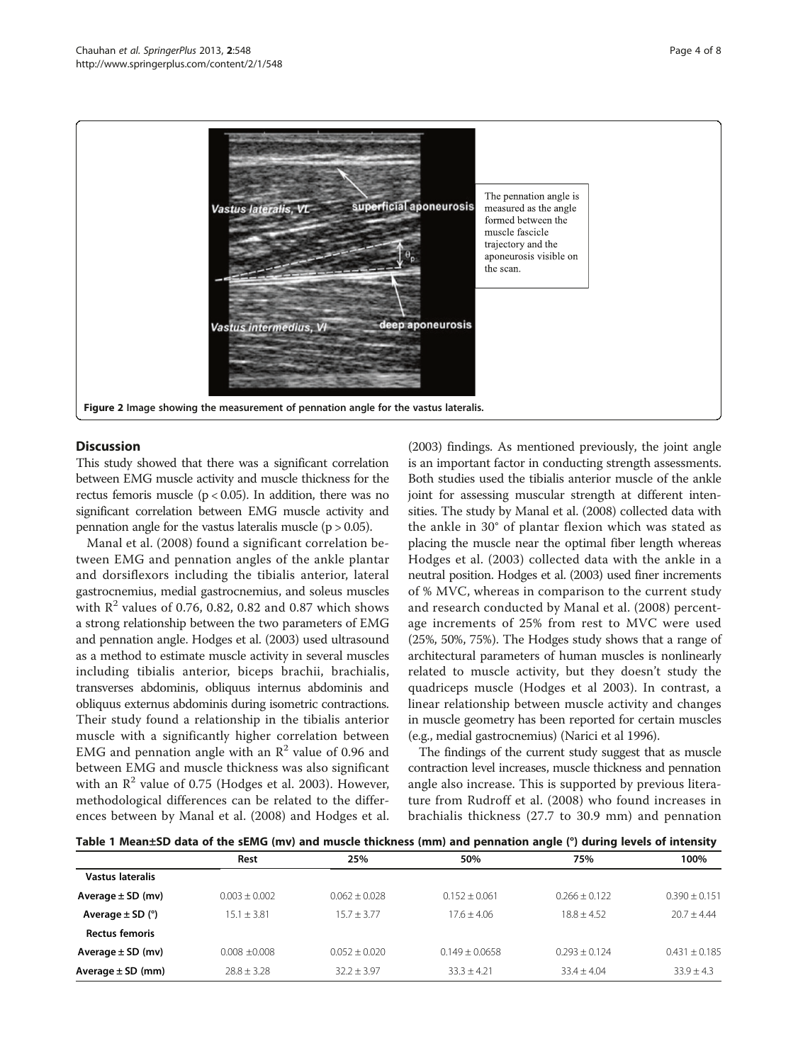The pennation angle is measured as the angle formed between the muscle fascicle trajectory and the aponeurosis visible on the scan.

Figure 2 Image showing the measurement of pennation angle for the vastus lateralis.

## Discussion

This study showed that there was a significant correlation between EMG muscle activity and muscle thickness for the rectus femoris muscle ($p < 0.05$). In addition, there was no significant correlation between EMG muscle activity and pennation angle for the vastus lateralis muscle ($p > 0.05$).

Manal et al. (2008) found a significant correlation between EMG and pennation angles of the ankle plantar and dorsiflexors including the tibialis anterior, lateral gastrocnemius, medial gastrocnemius, and soleus muscles with $R^2$ values of 0.76, 0.82, 0.82 and 0.87 which shows a strong relationship between the two parameters of EMG and pennation angle. Hodges et al. (2003) used ultrasound as a method to estimate muscle activity in several muscles including tibialis anterior, biceps brachii, brachialis, transverses abdominis, obliquus internus abdominis and obliquus externus abdominis during isometric contractions. Their study found a relationship in the tibialis anterior muscle with a significantly higher correlation between EMG and pennation angle with an $R^2$ value of 0.96 and between EMG and muscle thickness was also significant with an $R^2$ value of 0.75 (Hodges et al. 2003). However, methodological differences can be related to the differences between by Manal et al. (2008) and Hodges et al. (2003) findings. As mentioned previously, the joint angle is an important factor in conducting strength assessments. Both studies used the tibialis anterior muscle of the ankle joint for assessing muscular strength at different intensities. The study by Manal et al. (2008) collected data with the ankle in 30° of plantar flexion which was stated as placing the muscle near the optimal fiber length whereas Hodges et al. (2003) collected data with the ankle in a neutral position. Hodges et al. (2003) used finer increments of % MVC, whereas in comparison to the current study and research conducted by Manal et al. (2008) percentage increments of 25% from rest to MVC were used (25%, 50%, 75%). The Hodges study shows that a range of architectural parameters of human muscles is nonlinearly related to muscle activity, but they doesn't study the quadriceps muscle (Hodges et al 2003). In contrast, a linear relationship between muscle activity and changes in muscle geometry has been reported for certain muscles (e.g., medial gastrocnemius) (Narici et al 1996).

The findings of the current study suggest that as muscle contraction level increases, muscle thickness and pennation angle also increase. This is supported by previous literature from Rudroff et al. (2008) who found increases in brachialis thickness (27.7 to 30.9 mm) and pennation

**Table 1 Mean±SD data of the sEMG (mv) and muscle thickness (mm) and pennation angle (°) during levels of intensity**

| | Rest | 25% | 50% | 75% | 100% |
|---|---|---|---|---|---|
| **Vastus lateralis** | | | | | |
| **Average ± SD (mv)** | 0.003 ± 0.002 | 0.062 ± 0.028 | 0.152 ± 0.061 | 0.266 ± 0.122 | 0.390 ± 0.151 |
| **Average ± SD (°)** | 15.1 ± 3.81 | 15.7 ± 3.77 | 17.6 ± 4.06 | 18.8 ± 4.52 | 20.7 ± 4.44 |
| **Rectus femoris** | | | | | |
| **Average ± SD (mv)** | 0.008 ±0.008 | 0.052 ± 0.020 | 0.149 ± 0.0658 | 0.293 ± 0.124 | 0.431 ± 0.185 |
| **Average ± SD (mm)** | 28.8 ± 3.28 | 32.2 ± 3.97 | 33.3 ± 4.21 | 33.4 ± 4.04 | 33.9 ± 4.3 |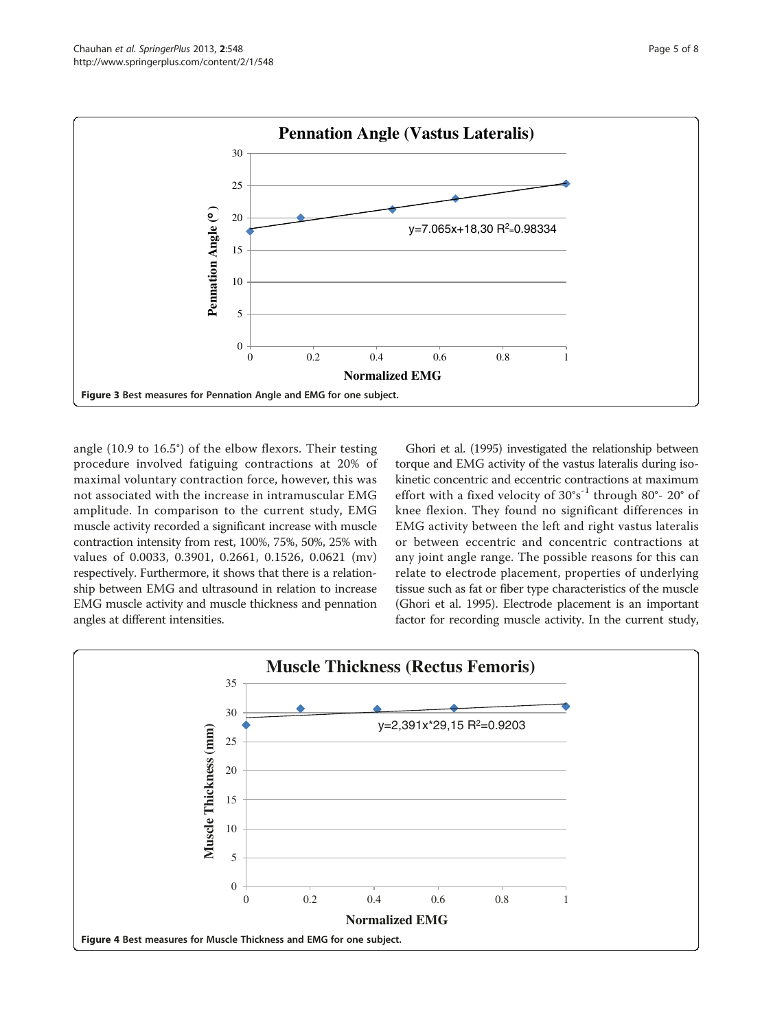Figure 3 Best measures for Pennation Angle and EMG for one subject.

angle (10.9 to 16.5°) of the elbow flexors. Their testing procedure involved fatiguing contractions at 20% of maximal voluntary contraction force, however, this was not associated with the increase in intramuscular EMG amplitude. In comparison to the current study, EMG muscle activity recorded a significant increase with muscle contraction intensity from rest, 100%, 75%, 50%, 25% with values of 0.0033, 0.3901, 0.2661, 0.1526, 0.0621 (mv) respectively. Furthermore, it shows that there is a relationship between EMG and ultrasound in relation to increase EMG muscle activity and muscle thickness and pennation angles at different intensities.

Ghori et al. (1995) investigated the relationship between torque and EMG activity of the vastus lateralis during isokinetic concentric and eccentric contractions at maximum effort with a fixed velocity of $30°s^{-1}$ through 80°- 20° of knee flexion. They found no significant differences in EMG activity between the left and right vastus lateralis or between eccentric and concentric contractions at any joint angle range. The possible reasons for this can relate to electrode placement, properties of underlying tissue such as fat or fiber type characteristics of the muscle (Ghori et al. 1995). Electrode placement is an important factor for recording muscle activity. In the current study,

Figure 4 Best measures for Muscle Thickness and EMG for one subject.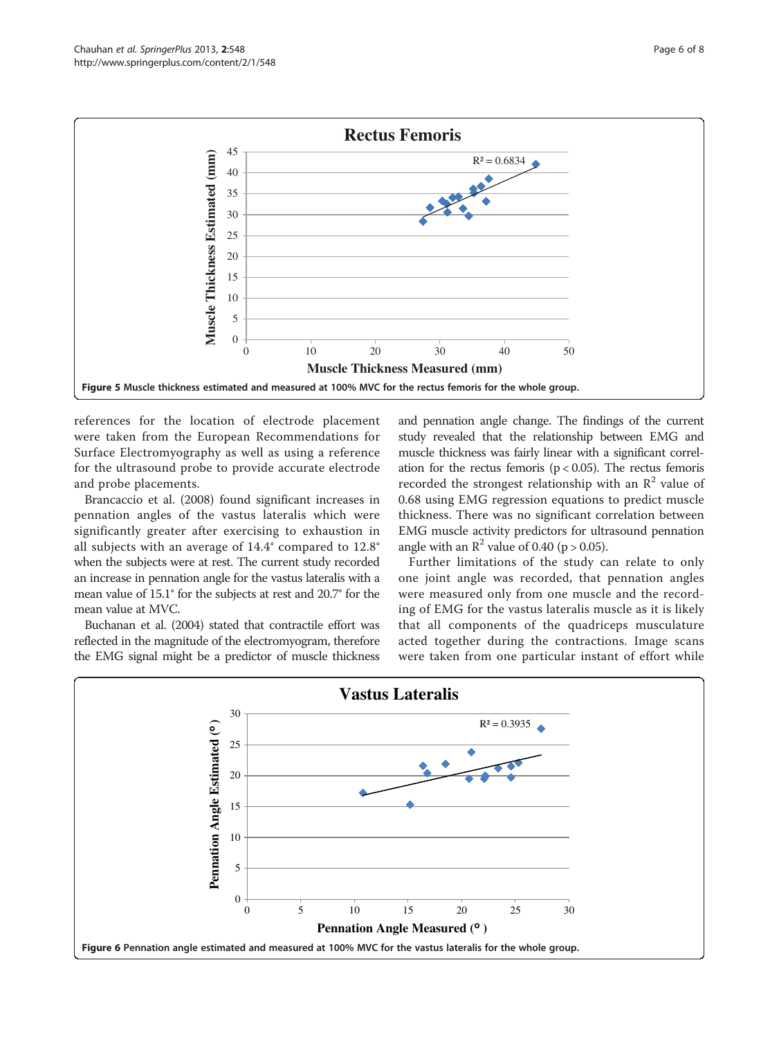Figure 5 Muscle thickness estimated and measured at 100% MVC for the rectus femoris for the whole group.

references for the location of electrode placement were taken from the European Recommendations for Surface Electromyography as well as using a reference for the ultrasound probe to provide accurate electrode and probe placements.

Brancaccio et al. (2008) found significant increases in pennation angles of the vastus lateralis which were significantly greater after exercising to exhaustion in all subjects with an average of 14.4° compared to 12.8° when the subjects were at rest. The current study recorded an increase in pennation angle for the vastus lateralis with a mean value of 15.1° for the subjects at rest and 20.7° for the mean value at MVC.

Buchanan et al. (2004) stated that contractile effort was reflected in the magnitude of the electromyogram, therefore the EMG signal might be a predictor of muscle thickness and pennation angle change. The findings of the current study revealed that the relationship between EMG and muscle thickness was fairly linear with a significant correlation for the rectus femoris ($p < 0.05$). The rectus femoris recorded the strongest relationship with an $R^2$ value of 0.68 using EMG regression equations to predict muscle thickness. There was no significant correlation between EMG muscle activity predictors for ultrasound pennation angle with an $R^2$ value of 0.40 ($p > 0.05$).

Further limitations of the study can relate to only one joint angle was recorded, that pennation angles were measured only from one muscle and the recording of EMG for the vastus lateralis muscle as it is likely that all components of the quadriceps musculature acted together during the contractions. Image scans were taken from one particular instant of effort while

Figure 6 Pennation angle estimated and measured at 100% MVC for the vastus lateralis for the whole group.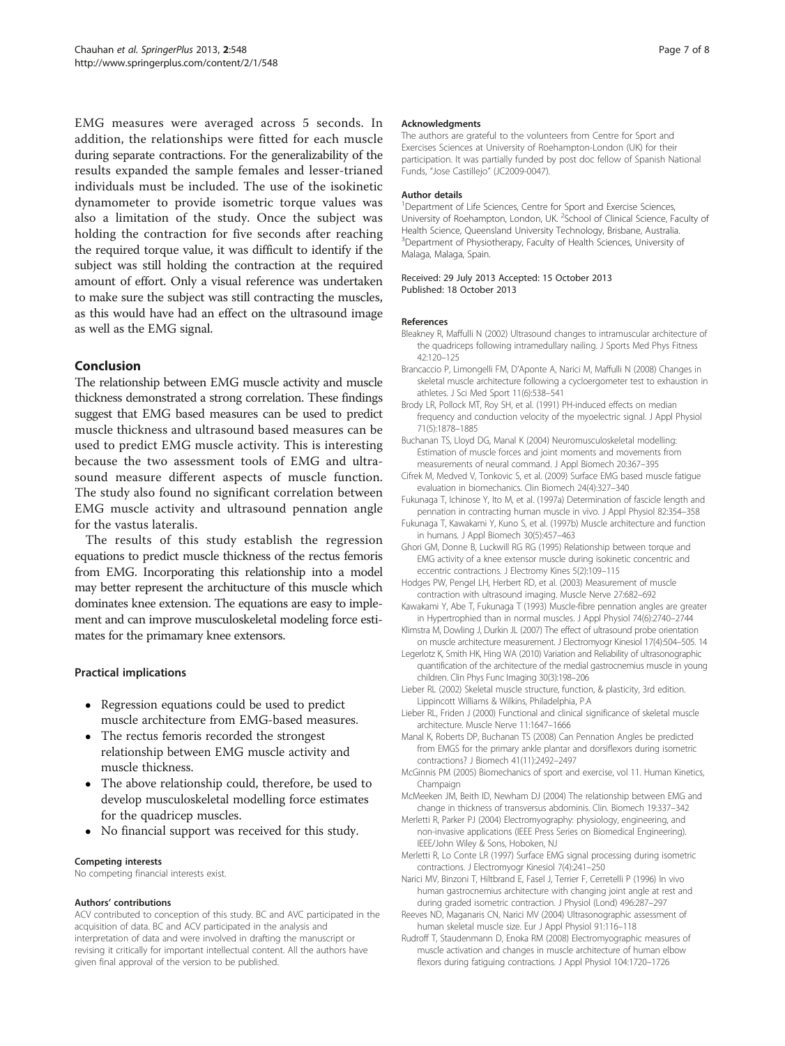EMG measures were averaged across 5 seconds. In addition, the relationships were fitted for each muscle during separate contractions. For the generalizability of the results expanded the sample females and lesser-trianed individuals must be included. The use of the isokinetic dynamometer to provide isometric torque values was also a limitation of the study. Once the subject was holding the contraction for five seconds after reaching the required torque value, it was difficult to identify if the subject was still holding the contraction at the required amount of effort. Only a visual reference was undertaken to make sure the subject was still contracting the muscles, as this would have had an effect on the ultrasound image as well as the EMG signal.

## Conclusion

The relationship between EMG muscle activity and muscle thickness demonstrated a strong correlation. These findings suggest that EMG based measures can be used to predict muscle thickness and ultrasound based measures can be used to predict EMG muscle activity. This is interesting because the two assessment tools of EMG and ultrasound measure different aspects of muscle function. The study also found no significant correlation between EMG muscle activity and ultrasound pennation angle for the vastus lateralis.

The results of this study establish the regression equations to predict muscle thickness of the rectus femoris from EMG. Incorporating this relationship into a model may better represent the architucture of this muscle which dominates knee extension. The equations are easy to implement and can improve musculoskeletal modeling force estimates for the primamary knee extensors.

### Practical implications

- Regression equations could be used to predict muscle architecture from EMG-based measures.
- The rectus femoris recorded the strongest relationship between EMG muscle activity and muscle thickness.
- The above relationship could, therefore, be used to develop musculoskeletal modelling force estimates for the quadricep muscles.
- No financial support was received for this study.

#### Competing interests

No competing financial interests exist.

#### Authors' contributions

ACV contributed to conception of this study. BC and AVC participated in the acquisition of data. BC and ACV participated in the analysis and interpretation of data and were involved in drafting the manuscript or revising it critically for important intellectual content. All the authors have given final approval of the version to be published.

#### Acknowledgments

The authors are grateful to the volunteers from Centre for Sport and Exercises Sciences at University of Roehampton-London (UK) for their participation. It was partially funded by post doc fellow of Spanish National Funds, "Jose Castillejo" (JC2009-0047).

#### Author details

[1]Department of Life Sciences, Centre for Sport and Exercise Sciences, University of Roehampton, London, UK. [2]School of Clinical Science, Faculty of Health Science, Queensland University Technology, Brisbane, Australia. [3]Department of Physiotherapy, Faculty of Health Sciences, University of Malaga, Malaga, Spain.

Received: 29 July 2013 Accepted: 15 October 2013
Published: 18 October 2013

#### References

Bleakney R, Maffulli N (2002) Ultrasound changes to intramuscular architecture of the quadriceps following intramedullary nailing. J Sports Med Phys Fitness 42:120–125

Brancaccio P, Limongelli FM, D'Aponte A, Narici M, Maffulli N (2008) Changes in skeletal muscle architecture following a cycloergometer test to exhaustion in athletes. J Sci Med Sport 11(6):538–541

Brody LR, Pollock MT, Roy SH, et al. (1991) PH-induced effects on median frequency and conduction velocity of the myoelectric signal. J Appl Physiol 71(5):1878–1885

Buchanan TS, Lloyd DG, Manal K (2004) Neuromusculoskeletal modelling: Estimation of muscle forces and joint moments and movements from measurements of neural command. J Appl Biomech 20:367–395

Cifrek M, Medved V, Tonkovic S, et al. (2009) Surface EMG based muscle fatigue evaluation in biomechanics. Clin Biomech 24(4):327–340

Fukunaga T, Ichinose Y, Ito M, et al. (1997a) Determination of fascicle length and pennation in contracting human muscle in vivo. J Appl Physiol 82:354–358

Fukunaga T, Kawakami Y, Kuno S, et al. (1997b) Muscle architecture and function in humans. J Appl Biomech 30(5):457–463

Ghori GM, Donne B, Luckwill RG RG (1995) Relationship between torque and EMG activity of a knee extensor muscle during isokinetic concentric and eccentric contractions. J Electromy Kines 5(2):109–115

Hodges PW, Pengel LH, Herbert RD, et al. (2003) Measurement of muscle contraction with ultrasound imaging. Muscle Nerve 27:682–692

Kawakami Y, Abe T, Fukunaga T (1993) Muscle-fibre pennation angles are greater in Hypertrophied than in normal muscles. J Appl Physiol 74(6):2740–2744

Klimstra M, Dowling J, Durkin JL (2007) The effect of ultrasound probe orientation on muscle architecture measurement. J Electromyogr Kinesiol 17(4):504–505. 14

Legerlotz K, Smith HK, Hing WA (2010) Variation and Reliability of ultrasonographic quantification of the architecture of the medial gastrocnemius muscle in young children. Clin Phys Func Imaging 30(3):198–206

Lieber RL (2002) Skeletal muscle structure, function, & plasticity, 3rd edition. Lippincott Williams & Wilkins, Philadelphia, P.A

Lieber RL, Friden J (2000) Functional and clinical significance of skeletal muscle architecture. Muscle Nerve 11:1647–1666

Manal K, Roberts DP, Buchanan TS (2008) Can Pennation Angles be predicted from EMGS for the primary ankle plantar and dorsiflexors during isometric contractions? J Biomech 41(11):2492–2497

McGinnis PM (2005) Biomechanics of sport and exercise, vol 11. Human Kinetics, Champaign

McMeeken JM, Beith ID, Newham DJ (2004) The relationship between EMG and change in thickness of transversus abdominis. Clin. Biomech 19:337–342

Merletti R, Parker PJ (2004) Electromyography: physiology, engineering, and non-invasive applications (IEEE Press Series on Biomedical Engineering). IEEE/John Wiley & Sons, Hoboken, NJ

Merletti R, Lo Conte LR (1997) Surface EMG signal processing during isometric contractions. J Electromyogr Kinesiol 7(4):241–250

Narici MV, Binzoni T, Hiltbrand E, Fasel J, Terrier F, Cerretelli P (1996) In vivo human gastrocnemius architecture with changing joint angle at rest and during graded isometric contraction. J Physiol (Lond) 496:287–297

Reeves ND, Maganaris CN, Narici MV (2004) Ultrasonographic assessment of human skeletal muscle size. Eur J Appl Physiol 91:116–118

Rudroff T, Staudenmann D, Enoka RM (2008) Electromyographic measures of muscle activation and changes in muscle architecture of human elbow flexors during fatiguing contractions. J Appl Physiol 104:1720–1726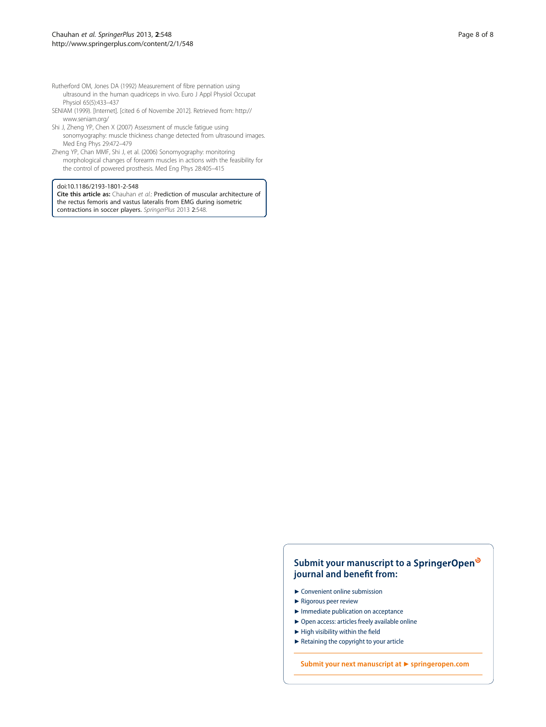Rutherford OM, Jones DA (1992) Measurement of fibre pennation using ultrasound in the human quadriceps in vivo. Euro J Appl Physiol Occupat Physiol 65(5):433–437

SENIAM (1999). [Internet]. [cited 6 of Novembe 2012]. Retrieved from: http://www.seniam.org/

Shi J, Zheng YP, Chen X (2007) Assessment of muscle fatigue using sonomyography: muscle thickness change detected from ultrasound images. Med Eng Phys 29:472–479

Zheng YP, Chan MMF, Shi J, et al. (2006) Sonomyography: monitoring morphological changes of forearm muscles in actions with the feasibility for the control of powered prosthesis. Med Eng Phys 28:405–415

doi:10.1186/2193-1801-2-548

**Cite this article as:** Chauhan *et al.*: Prediction of muscular architecture of the rectus femoris and vastus lateralis from EMG during isometric contractions in soccer players. *SpringerPlus* 2013 **2**:548.

**Submit your manuscript to a SpringerOpen journal and benefit from:**

- ► Convenient online submission
- ► Rigorous peer review
- ► Immediate publication on acceptance
- ► Open access: articles freely available online
- ► High visibility within the field
- ► Retaining the copyright to your article

**Submit your next manuscript at ► springeropen.com**